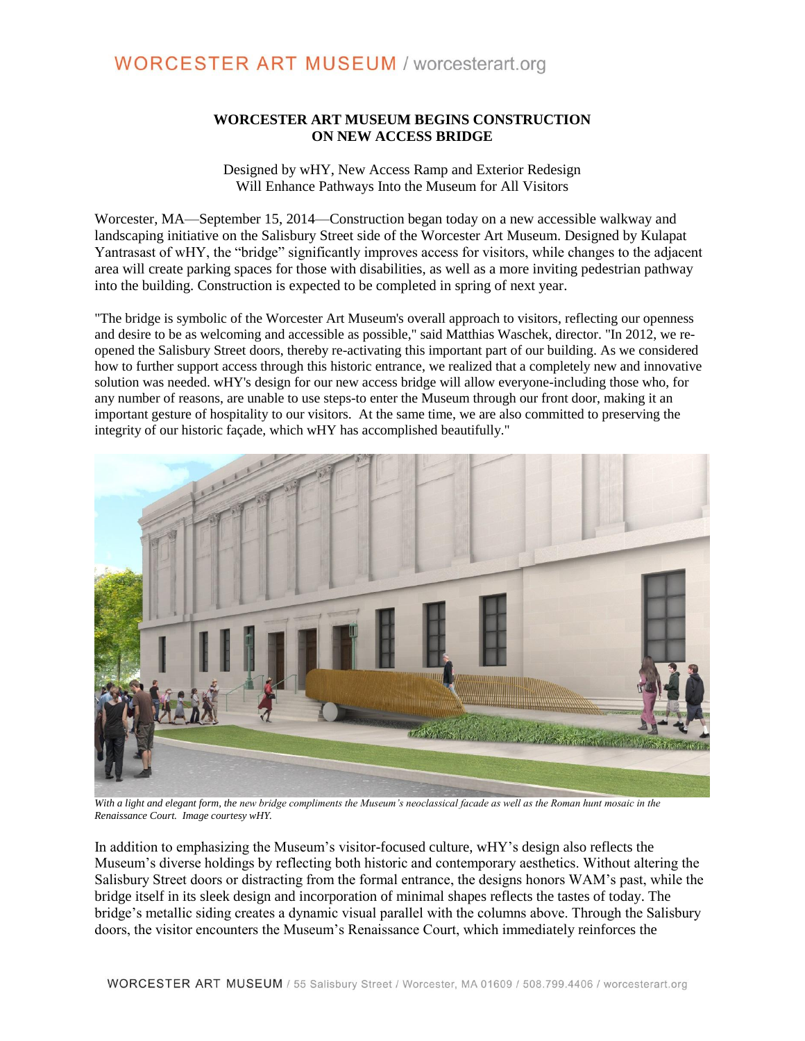# WORCESTER ART MUSEUM BEGINS CONSTRUCTION ON NEW ACCESS BRIDGE

Designed by wHY, New Access Ramp and Exterior Redesign
Will Enhance Pathways Into the Museum for All Visitors

Worcester, MA—September 15, 2014—Construction began today on a new accessible walkway and landscaping initiative on the Salisbury Street side of the Worcester Art Museum. Designed by Kulapat Yantrasast of wHY, the "bridge" significantly improves access for visitors, while changes to the adjacent area will create parking spaces for those with disabilities, as well as a more inviting pedestrian pathway into the building. Construction is expected to be completed in spring of next year.

"The bridge is symbolic of the Worcester Art Museum's overall approach to visitors, reflecting our openness and desire to be as welcoming and accessible as possible," said Matthias Waschek, director. "In 2012, we re-opened the Salisbury Street doors, thereby re-activating this important part of our building. As we considered how to further support access through this historic entrance, we realized that a completely new and innovative solution was needed. wHY's design for our new access bridge will allow everyone-including those who, for any number of reasons, are unable to use steps-to enter the Museum through our front door, making it an important gesture of hospitality to our visitors. At the same time, we are also committed to preserving the integrity of our historic façade, which wHY has accomplished beautifully."

*With a light and elegant form, the new bridge compliments the Museum's neoclassical facade as well as the Roman hunt mosaic in the Renaissance Court. Image courtesy wHY.*

In addition to emphasizing the Museum's visitor-focused culture, wHY's design also reflects the Museum's diverse holdings by reflecting both historic and contemporary aesthetics. Without altering the Salisbury Street doors or distracting from the formal entrance, the designs honors WAM's past, while the bridge itself in its sleek design and incorporation of minimal shapes reflects the tastes of today. The bridge's metallic siding creates a dynamic visual parallel with the columns above. Through the Salisbury doors, the visitor encounters the Museum's Renaissance Court, which immediately reinforces the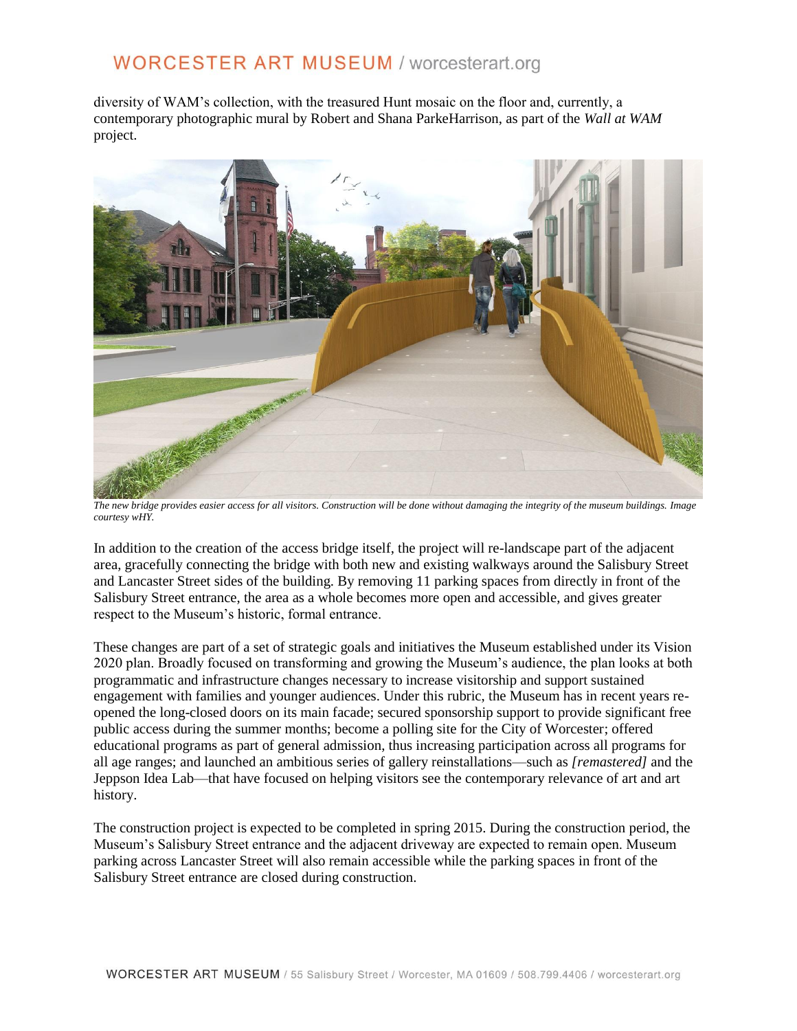diversity of WAM's collection, with the treasured Hunt mosaic on the floor and, currently, a contemporary photographic mural by Robert and Shana ParkeHarrison, as part of the *Wall at WAM* project.

*The new bridge provides easier access for all visitors. Construction will be done without damaging the integrity of the museum buildings. Image courtesy wHY.*

In addition to the creation of the access bridge itself, the project will re-landscape part of the adjacent area, gracefully connecting the bridge with both new and existing walkways around the Salisbury Street and Lancaster Street sides of the building. By removing 11 parking spaces from directly in front of the Salisbury Street entrance, the area as a whole becomes more open and accessible, and gives greater respect to the Museum's historic, formal entrance.

These changes are part of a set of strategic goals and initiatives the Museum established under its Vision 2020 plan. Broadly focused on transforming and growing the Museum's audience, the plan looks at both programmatic and infrastructure changes necessary to increase visitorship and support sustained engagement with families and younger audiences. Under this rubric, the Museum has in recent years re-opened the long-closed doors on its main facade; secured sponsorship support to provide significant free public access during the summer months; become a polling site for the City of Worcester; offered educational programs as part of general admission, thus increasing participation across all programs for all age ranges; and launched an ambitious series of gallery reinstallations—such as *[remastered]* and the Jeppson Idea Lab—that have focused on helping visitors see the contemporary relevance of art and art history.

The construction project is expected to be completed in spring 2015. During the construction period, the Museum's Salisbury Street entrance and the adjacent driveway are expected to remain open. Museum parking across Lancaster Street will also remain accessible while the parking spaces in front of the Salisbury Street entrance are closed during construction.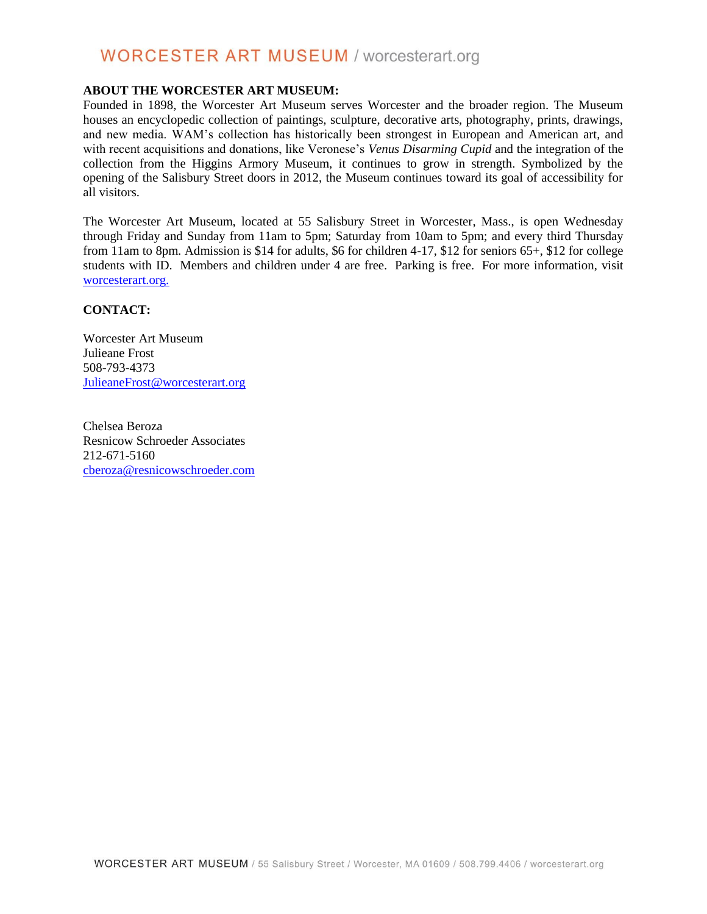**ABOUT THE WORCESTER ART MUSEUM:**

Founded in 1898, the Worcester Art Museum serves Worcester and the broader region. The Museum houses an encyclopedic collection of paintings, sculpture, decorative arts, photography, prints, drawings, and new media. WAM's collection has historically been strongest in European and American art, and with recent acquisitions and donations, like Veronese's *Venus Disarming Cupid* and the integration of the collection from the Higgins Armory Museum, it continues to grow in strength. Symbolized by the opening of the Salisbury Street doors in 2012, the Museum continues toward its goal of accessibility for all visitors.

The Worcester Art Museum, located at 55 Salisbury Street in Worcester, Mass., is open Wednesday through Friday and Sunday from 11am to 5pm; Saturday from 10am to 5pm; and every third Thursday from 11am to 8pm. Admission is $14 for adults, $6 for children 4-17, $12 for seniors 65+, $12 for college students with ID. Members and children under 4 are free. Parking is free. For more information, visit [worcesterart.org.](http://worcesterart.org)

**CONTACT:**

Worcester Art Museum
Julieane Frost
508-793-4373
[JulieaneFrost@worcesterart.org](mailto:JulieaneFrost@worcesterart.org)

Chelsea Beroza
Resnicow Schroeder Associates
212-671-5160
[cberoza@resnicowschroeder.com](mailto:cberoza@resnicowschroeder.com)